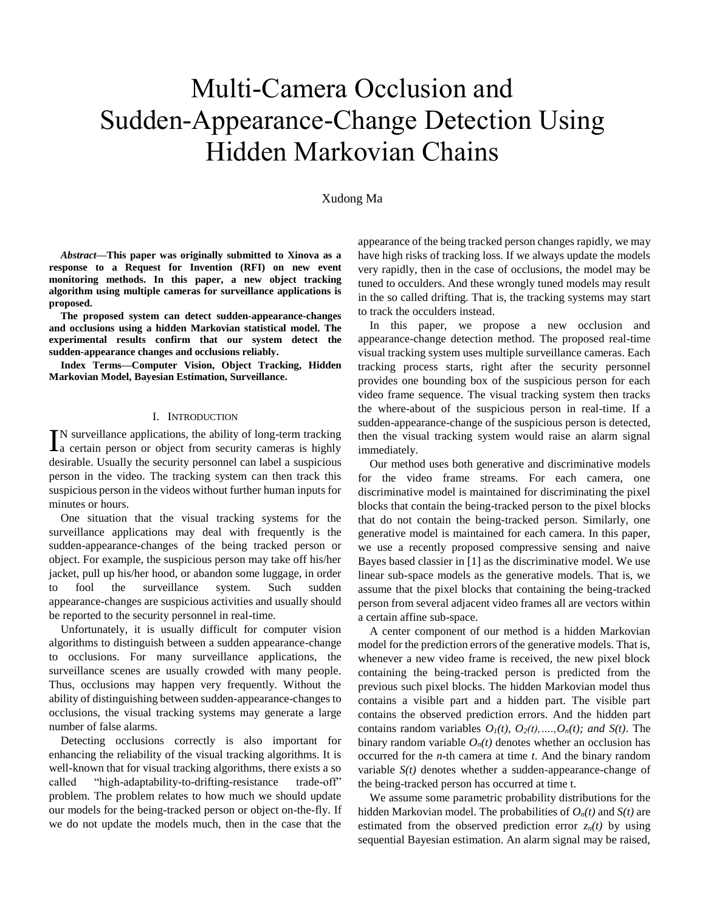# Multi-Camera Occlusion and Sudden-Appearance-Change Detection Using Hidden Markovian Chains

Xudong Ma

***Abstract*—This paper was originally submitted to Xinova as a response to a Request for Invention (RFI) on new event monitoring methods. In this paper, a new object tracking algorithm using multiple cameras for surveillance applications is proposed.**

**The proposed system can detect sudden-appearance-changes and occlusions using a hidden Markovian statistical model. The experimental results confirm that our system detect the sudden-appearance changes and occlusions reliably.**

**Index Terms—Computer Vision, Object Tracking, Hidden Markovian Model, Bayesian Estimation, Surveillance.**

## I. Introduction

IN surveillance applications, the ability of long-term tracking a certain person or object from security cameras is highly desirable. Usually the security personnel can label a suspicious person in the video. The tracking system can then track this suspicious person in the videos without further human inputs for minutes or hours.

One situation that the visual tracking systems for the surveillance applications may deal with frequently is the sudden-appearance-changes of the being tracked person or object. For example, the suspicious person may take off his/her jacket, pull up his/her hood, or abandon some luggage, in order to fool the surveillance system. Such sudden appearance-changes are suspicious activities and usually should be reported to the security personnel in real-time.

Unfortunately, it is usually difficult for computer vision algorithms to distinguish between a sudden appearance-change to occlusions. For many surveillance applications, the surveillance scenes are usually crowded with many people. Thus, occlusions may happen very frequently. Without the ability of distinguishing between sudden-appearance-changes to occlusions, the visual tracking systems may generate a large number of false alarms.

Detecting occlusions correctly is also important for enhancing the reliability of the visual tracking algorithms. It is well-known that for visual tracking algorithms, there exists a so called "high-adaptability-to-drifting-resistance trade-off" problem. The problem relates to how much we should update our models for the being-tracked person or object on-the-fly. If we do not update the models much, then in the case that the appearance of the being tracked person changes rapidly, we may have high risks of tracking loss. If we always update the models very rapidly, then in the case of occlusions, the model may be tuned to occulders. And these wrongly tuned models may result in the so called drifting. That is, the tracking systems may start to track the occulders instead.

In this paper, we propose a new occlusion and appearance-change detection method. The proposed real-time visual tracking system uses multiple surveillance cameras. Each tracking process starts, right after the security personnel provides one bounding box of the suspicious person for each video frame sequence. The visual tracking system then tracks the where-about of the suspicious person in real-time. If a sudden-appearance-change of the suspicious person is detected, then the visual tracking system would raise an alarm signal immediately.

Our method uses both generative and discriminative models for the video frame streams. For each camera, one discriminative model is maintained for discriminating the pixel blocks that contain the being-tracked person to the pixel blocks that do not contain the being-tracked person. Similarly, one generative model is maintained for each camera. In this paper, we use a recently proposed compressive sensing and naive Bayes based classier in [1] as the discriminative model. We use linear sub-space models as the generative models. That is, we assume that the pixel blocks that containing the being-tracked person from several adjacent video frames all are vectors within a certain affine sub-space.

A center component of our method is a hidden Markovian model for the prediction errors of the generative models. That is, whenever a new video frame is received, the new pixel block containing the being-tracked person is predicted from the previous such pixel blocks. The hidden Markovian model thus contains a visible part and a hidden part. The visible part contains the observed prediction errors. And the hidden part contains random variables $O_1(t), O_2(t), \ldots, O_n(t)$; and $S(t)$. The binary random variable $O_n(t)$ denotes whether an occlusion has occurred for the $n$-th camera at time $t$. And the binary random variable $S(t)$ denotes whether a sudden-appearance-change of the being-tracked person has occurred at time t.

We assume some parametric probability distributions for the hidden Markovian model. The probabilities of $O_n(t)$ and $S(t)$ are estimated from the observed prediction error $z_n(t)$ by using sequential Bayesian estimation. An alarm signal may be raised,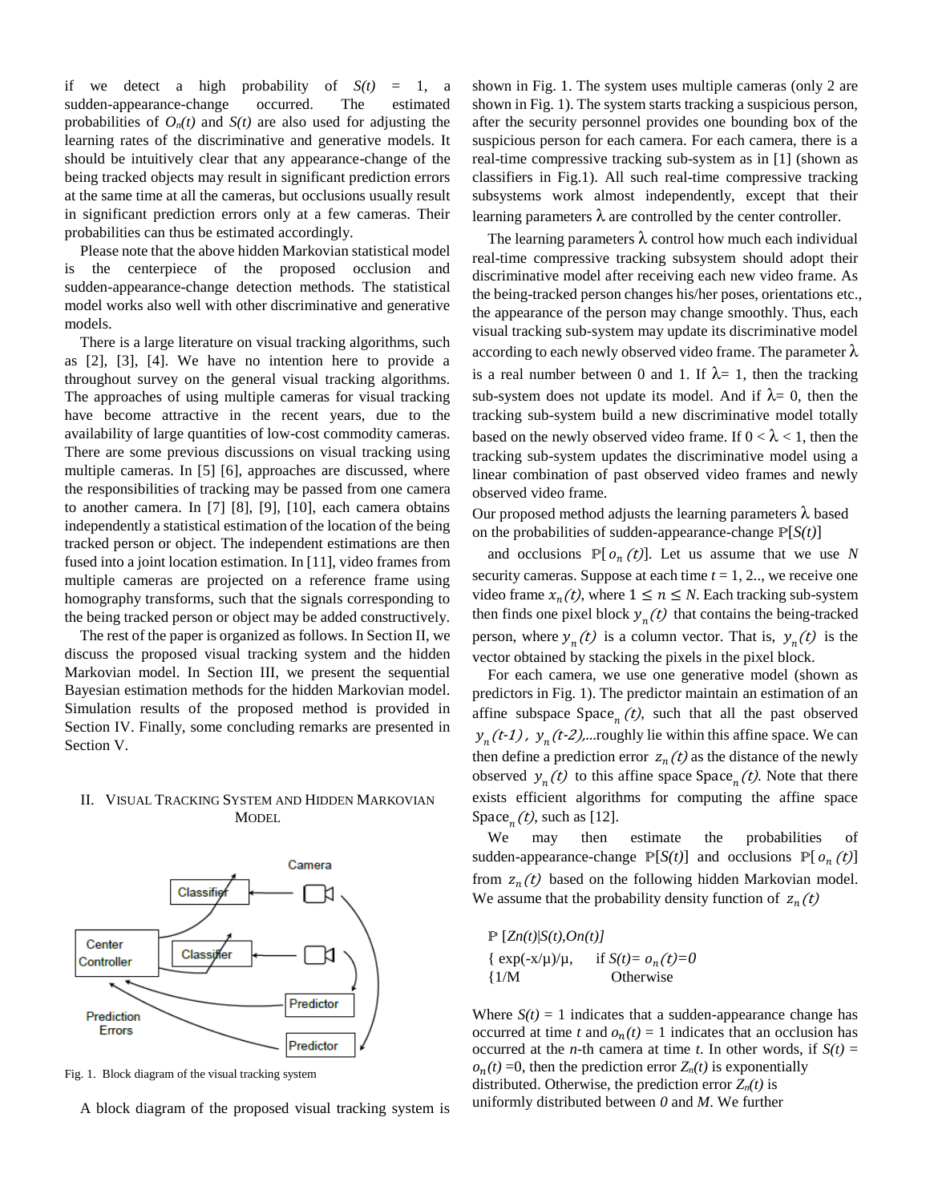if we detect a high probability of $S(t) = 1$, a sudden-appearance-change occurred. The estimated probabilities of $O_n(t)$ and $S(t)$ are also used for adjusting the learning rates of the discriminative and generative models. It should be intuitively clear that any appearance-change of the being tracked objects may result in significant prediction errors at the same time at all the cameras, but occlusions usually result in significant prediction errors only at a few cameras. Their probabilities can thus be estimated accordingly.

Please note that the above hidden Markovian statistical model is the centerpiece of the proposed occlusion and sudden-appearance-change detection methods. The statistical model works also well with other discriminative and generative models.

There is a large literature on visual tracking algorithms, such as [2], [3], [4]. We have no intention here to provide a throughout survey on the general visual tracking algorithms. The approaches of using multiple cameras for visual tracking have become attractive in the recent years, due to the availability of large quantities of low-cost commodity cameras. There are some previous discussions on visual tracking using multiple cameras. In [5] [6], approaches are discussed, where the responsibilities of tracking may be passed from one camera to another camera. In [7] [8], [9], [10], each camera obtains independently a statistical estimation of the location of the being tracked person or object. The independent estimations are then fused into a joint location estimation. In [11], video frames from multiple cameras are projected on a reference frame using homography transforms, such that the signals corresponding to the being tracked person or object may be added constructively.

The rest of the paper is organized as follows. In Section II, we discuss the proposed visual tracking system and the hidden Markovian model. In Section III, we present the sequential Bayesian estimation methods for the hidden Markovian model. Simulation results of the proposed method is provided in Section IV. Finally, some concluding remarks are presented in Section V.

## II. Visual Tracking System and Hidden Markovian Model

Fig. 1. Block diagram of the visual tracking system

A block diagram of the proposed visual tracking system is shown in Fig. 1. The system uses multiple cameras (only 2 are shown in Fig. 1). The system starts tracking a suspicious person, after the security personnel provides one bounding box of the suspicious person for each camera. For each camera, there is a real-time compressive tracking sub-system as in [1] (shown as classifiers in Fig.1). All such real-time compressive tracking subsystems work almost independently, except that their learning parameters $\lambda$ are controlled by the center controller.

The learning parameters $\lambda$ control how much each individual real-time compressive tracking subsystem should adopt their discriminative model after receiving each new video frame. As the being-tracked person changes his/her poses, orientations etc., the appearance of the person may change smoothly. Thus, each visual tracking sub-system may update its discriminative model according to each newly observed video frame. The parameter $\lambda$ is a real number between 0 and 1. If $\lambda = 1$, then the tracking sub-system does not update its model. And if $\lambda = 0$, then the tracking sub-system build a new discriminative model totally based on the newly observed video frame. If $0 < \lambda < 1$, then the tracking sub-system updates the discriminative model using a linear combination of past observed video frames and newly observed video frame.

Our proposed method adjusts the learning parameters $\lambda$ based on the probabilities of sudden-appearance-change $\mathbb{P}[S(t)]$ and occlusions $\mathbb{P}[o_n(t)]$. Let us assume that we use $N$ security cameras. Suppose at each time $t = 1, 2..,$ we receive one video frame $x_n(t)$, where $1 \leq n \leq N$. Each tracking sub-system then finds one pixel block $y_n(t)$ that contains the being-tracked person, where $y_n(t)$ is a column vector. That is, $y_n(t)$ is the vector obtained by stacking the pixels in the pixel block.

For each camera, we use one generative model (shown as predictors in Fig. 1). The predictor maintain an estimation of an affine subspace $\text{Space}_n(t)$, such that all the past observed $y_n(t\text{-}1)$, $y_n(t\text{-}2)$,...roughly lie within this affine space. We can then define a prediction error $z_n(t)$ as the distance of the newly observed $y_n(t)$ to this affine space $\text{Space}_n(t)$. Note that there exists efficient algorithms for computing the affine space $\text{Space}_n(t)$, such as [12].

We may then estimate the probabilities of sudden-appearance-change $\mathbb{P}[S(t)]$ and occlusions $\mathbb{P}[o_n(t)]$ from $z_n(t)$ based on the following hidden Markovian model. We assume that the probability density function of $z_n(t)$

$$
\mathbb{P}\,[Z_n(t)|S(t),O_n(t)]
\begin{cases}
\exp(-x/\mu)/\mu, & \text{if } S(t)=o_n(t)=0 \\
1/M & \text{Otherwise}
\end{cases}
$$

Where $S(t) = 1$ indicates that a sudden-appearance change has occurred at time $t$ and $o_n(t) = 1$ indicates that an occlusion has occurred at the $n$-th camera at time $t$. In other words, if $S(t) = o_n(t) = 0$, then the prediction error $Z_n(t)$ is exponentially distributed. Otherwise, the prediction error $Z_n(t)$ is uniformly distributed between $0$ and $M$. We further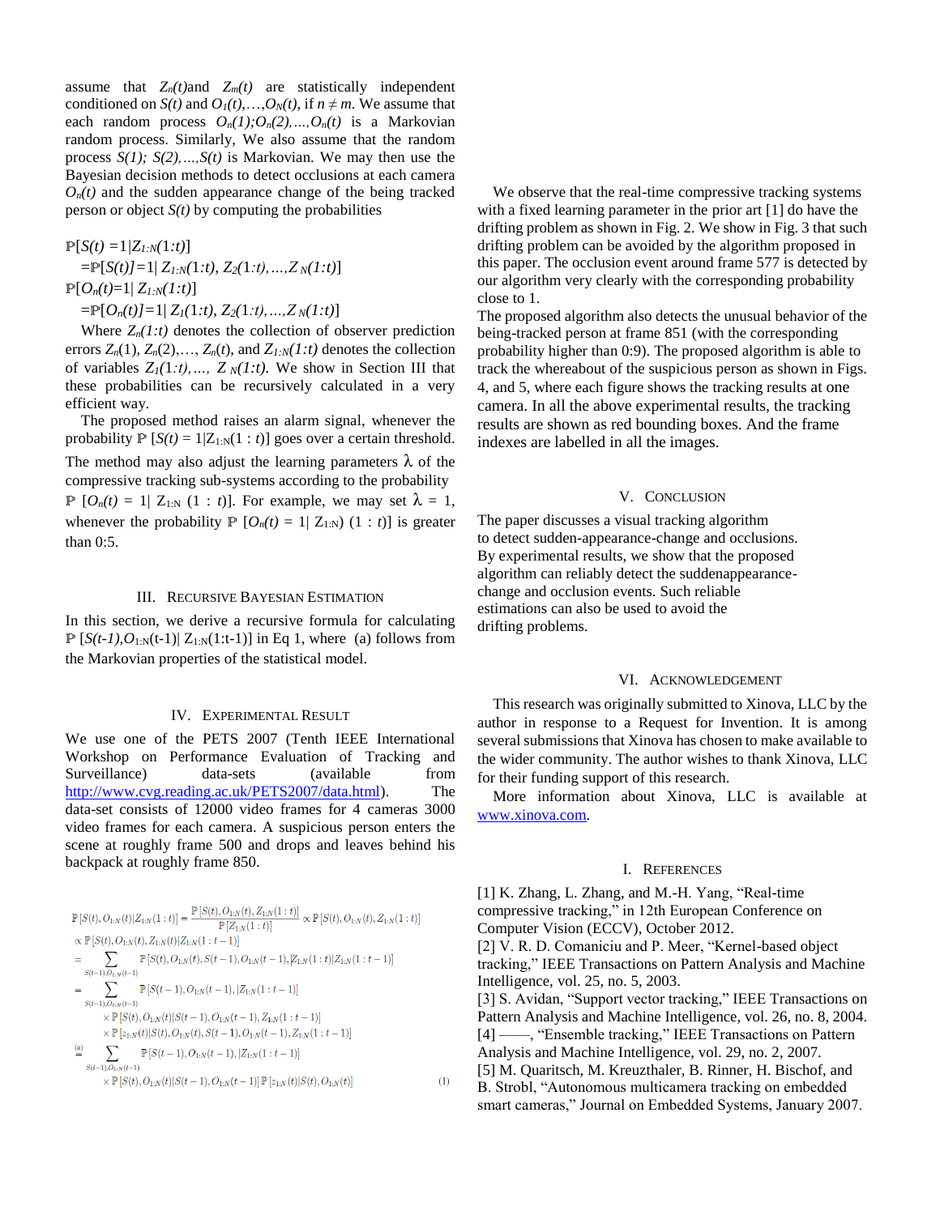assume that $Z_n(t)$and $Z_m(t)$ are statistically independent conditioned on $S(t)$ and $O_1(t),\ldots,O_N(t)$, if $n \neq m$. We assume that each random process $O_n(1);O_n(2),\ldots,O_n(t)$ is a Markovian random process. Similarly, We also assume that the random process $S(1);\ S(2),\ldots,S(t)$ is Markovian. We may then use the Bayesian decision methods to detect occlusions at each camera $O_n(t)$ and the sudden appearance change of the being tracked person or object $S(t)$ by computing the probabilities

$$\mathbb{P}[S(t)=1|Z_{1:N}(1{:}t)]$$
$$=\mathbb{P}[S(t)]=1|\ Z_{1:N}(1{:}t),\ Z_2(1{:}t),\ldots,Z_N(1{:}t)]$$
$$\mathbb{P}[O_n(t)=1|\ Z_{1:N}(1{:}t)]$$
$$=\mathbb{P}[O_n(t)]=1|\ Z_1(1{:}t),\ Z_2(1{:}t),\ldots,Z_N(1{:}t)]$$

Where $Z_n(1{:}t)$ denotes the collection of observer prediction errors $Z_n(1)$, $Z_n(2),\ldots,Z_n(t)$, and $Z_{1:N}(1{:}t)$ denotes the collection of variables $Z_1(1{:}t),\ldots,\ Z_N(1{:}t)$. We show in Section III that these probabilities can be recursively calculated in a very efficient way.

The proposed method raises an alarm signal, whenever the probability $\mathbb{P}\ [S(t) = 1|Z_{1:N}(1:t)]$ goes over a certain threshold. The method may also adjust the learning parameters $\lambda$ of the compressive tracking sub-systems according to the probability $\mathbb{P}\ [O_n(t) = 1|\ Z_{1:N}\ (1 : t)]$. For example, we may set $\lambda = 1$, whenever the probability $\mathbb{P}\ [O_n(t) = 1|\ Z_{1:N})\ (1 : t)]$ is greater than 0:5.

## III. Recursive Bayesian Estimation

In this section, we derive a recursive formula for calculating $\mathbb{P}\ [S(t\text{-}1),O_{1:N}(t\text{-}1)|\ Z_{1:N}(1{:}t\text{-}1)]$ in Eq 1, where (a) follows from the Markovian properties of the statistical model.

## IV. Experimental Result

We use one of the PETS 2007 (Tenth IEEE International Workshop on Performance Evaluation of Tracking and Surveillance) data-sets (available from http://www.cvg.reading.ac.uk/PETS2007/data.html). The data-set consists of 12000 video frames for 4 cameras 3000 video frames for each camera. A suspicious person enters the scene at roughly frame 500 and drops and leaves behind his backpack at roughly frame 850.

$$
\begin{aligned}
\mathbb{P}[S(t), O_{1:N}(t)|Z_{1:N}(1:t)] &= \frac{\mathbb{P}[S(t), O_{1:N}(t), Z_{1:N}(1:t)]}{\mathbb{P}[Z_{1:N}(1:t)]} \propto \mathbb{P}[S(t), O_{1:N}(t), Z_{1:N}(1:t)] \\
&\propto \mathbb{P}[S(t), O_{1:N}(t), Z_{1:N}(t)|Z_{1:N}(1:t-1)] \\
&= \sum_{S(t-1), O_{1:N}(t-1)} \mathbb{P}[S(t), O_{1:N}(t), S(t-1), O_{1:N}(t-1), Z_{1:N}(1:t)|Z_{1:N}(1:t-1)] \\
&= \sum_{S(t-1), O_{1:N}(t-1)} \mathbb{P}[S(t-1), O_{1:N}(t-1), |Z_{1:N}(1:t-1)] \\
&\quad \times \mathbb{P}[S(t), O_{1:N}(t)|S(t-1), O_{1:N}(t-1), Z_{1:N}(1:t-1)] \\
&\quad \times \mathbb{P}[z_{1:N}(t)|S(t), O_{1:N}(t), S(t-1), O_{1:N}(t-1), Z_{1:N}(1:t-1)] \\
&\overset{(a)}{=} \sum_{S(t-1), O_{1:N}(t-1)} \mathbb{P}[S(t-1), O_{1:N}(t-1), |Z_{1:N}(1:t-1)] \\
&\quad \times \mathbb{P}[S(t), O_{1:N}(t)|S(t-1), O_{1:N}(t-1)]\, \mathbb{P}[z_{1:N}(t)|S(t), O_{1:N}(t)]
\end{aligned}
\tag{1}
$$

We observe that the real-time compressive tracking systems with a fixed learning parameter in the prior art [1] do have the drifting problem as shown in Fig. 2. We show in Fig. 3 that such drifting problem can be avoided by the algorithm proposed in this paper. The occlusion event around frame 577 is detected by our algorithm very clearly with the corresponding probability close to 1.

The proposed algorithm also detects the unusual behavior of the being-tracked person at frame 851 (with the corresponding probability higher than 0:9). The proposed algorithm is able to track the whereabout of the suspicious person as shown in Figs. 4, and 5, where each figure shows the tracking results at one camera. In all the above experimental results, the tracking results are shown as red bounding boxes. And the frame indexes are labelled in all the images.

## V. Conclusion

The paper discusses a visual tracking algorithm to detect sudden-appearance-change and occlusions. By experimental results, we show that the proposed algorithm can reliably detect the suddenappearance-change and occlusion events. Such reliable estimations can also be used to avoid the drifting problems.

## VI. Acknowledgement

This research was originally submitted to Xinova, LLC by the author in response to a Request for Invention. It is among several submissions that Xinova has chosen to make available to the wider community. The author wishes to thank Xinova, LLC for their funding support of this research.

More information about Xinova, LLC is available at www.xinova.com.

## I. References

[1] K. Zhang, L. Zhang, and M.-H. Yang, "Real-time compressive tracking," in 12th European Conference on Computer Vision (ECCV), October 2012.

[2] V. R. D. Comaniciu and P. Meer, "Kernel-based object tracking," IEEE Transactions on Pattern Analysis and Machine Intelligence, vol. 25, no. 5, 2003.

[3] S. Avidan, "Support vector tracking," IEEE Transactions on Pattern Analysis and Machine Intelligence, vol. 26, no. 8, 2004.

[4] ——, "Ensemble tracking," IEEE Transactions on Pattern Analysis and Machine Intelligence, vol. 29, no. 2, 2007.

[5] M. Quaritsch, M. Kreuzthaler, B. Rinner, H. Bischof, and B. Strobl, "Autonomous multicamera tracking on embedded smart cameras," Journal on Embedded Systems, January 2007.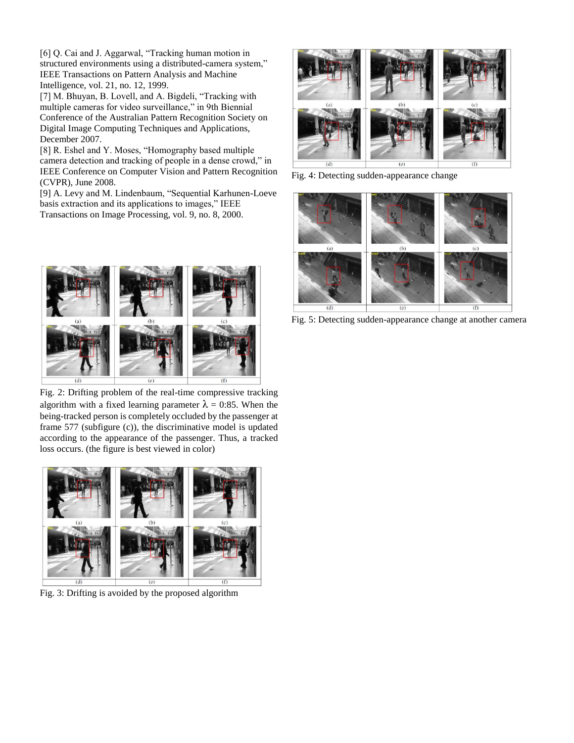[6] Q. Cai and J. Aggarwal, "Tracking human motion in structured environments using a distributed-camera system," IEEE Transactions on Pattern Analysis and Machine Intelligence, vol. 21, no. 12, 1999.

[7] M. Bhuyan, B. Lovell, and A. Bigdeli, "Tracking with multiple cameras for video surveillance," in 9th Biennial Conference of the Australian Pattern Recognition Society on Digital Image Computing Techniques and Applications, December 2007.

[8] R. Eshel and Y. Moses, "Homography based multiple camera detection and tracking of people in a dense crowd," in IEEE Conference on Computer Vision and Pattern Recognition (CVPR), June 2008.

[9] A. Levy and M. Lindenbaum, "Sequential Karhunen-Loeve basis extraction and its applications to images," IEEE Transactions on Image Processing, vol. 9, no. 8, 2000.

(a) (b) (c) (d) (e) (f)

Fig. 2: Drifting problem of the real-time compressive tracking algorithm with a fixed learning parameter $\lambda$ = 0:85. When the being-tracked person is completely occluded by the passenger at frame 577 (subfigure (c)), the discriminative model is updated according to the appearance of the passenger. Thus, a tracked loss occurs. (the figure is best viewed in color)

(a) (b) (c) (d) (e) (f)

Fig. 3: Drifting is avoided by the proposed algorithm

(a) (b) (c) (d) (e) (f)

Fig. 4: Detecting sudden-appearance change

(a) (b) (c) (d) (e) (f)

Fig. 5: Detecting sudden-appearance change at another camera